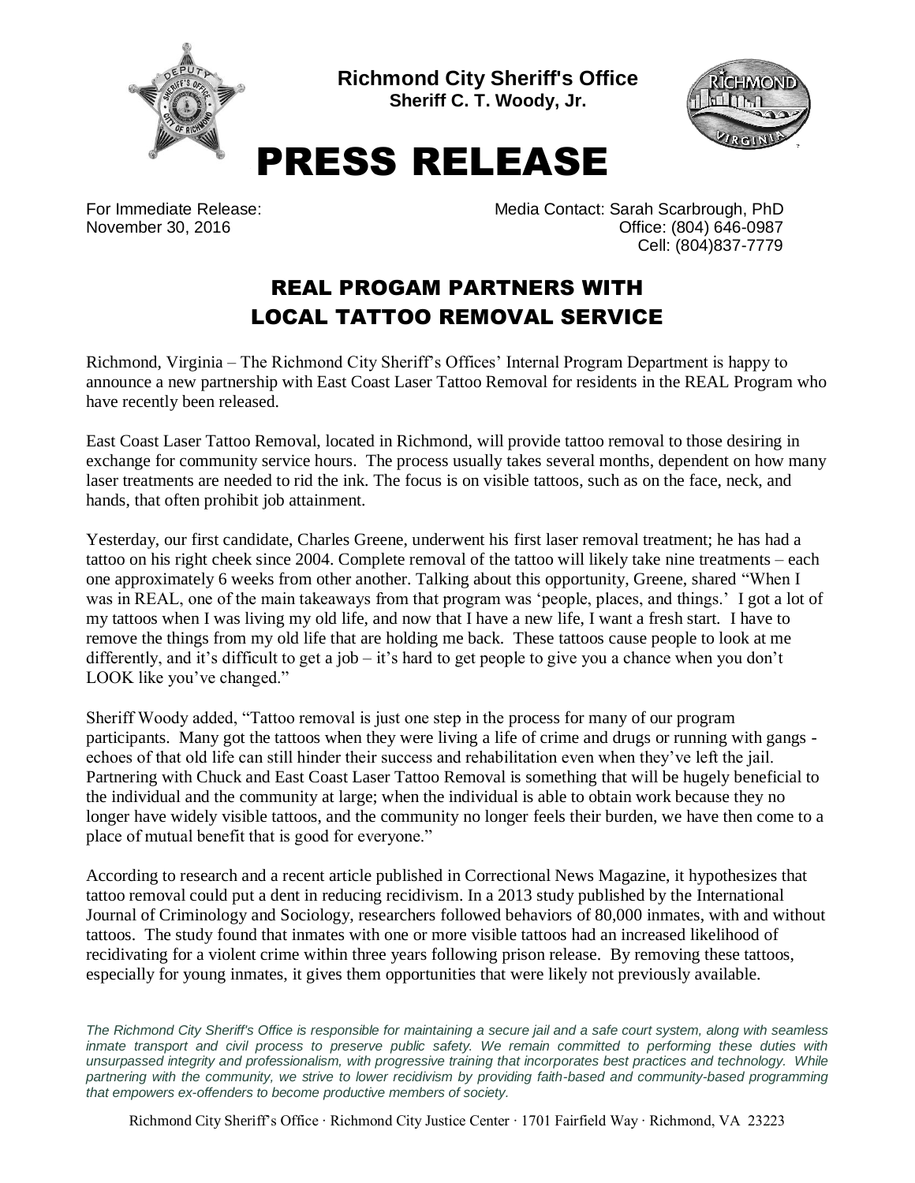**Richmond City Sheriff's Office**
**Sheriff C. T. Woody, Jr.**

# PRESS RELEASE

For Immediate Release:
November 30, 2016

Media Contact: Sarah Scarbrough, PhD
Office: (804) 646-0987
Cell: (804)837-7779

## REAL PROGAM PARTNERS WITH LOCAL TATTOO REMOVAL SERVICE

Richmond, Virginia – The Richmond City Sheriff's Offices' Internal Program Department is happy to announce a new partnership with East Coast Laser Tattoo Removal for residents in the REAL Program who have recently been released.

East Coast Laser Tattoo Removal, located in Richmond, will provide tattoo removal to those desiring in exchange for community service hours. The process usually takes several months, dependent on how many laser treatments are needed to rid the ink. The focus is on visible tattoos, such as on the face, neck, and hands, that often prohibit job attainment.

Yesterday, our first candidate, Charles Greene, underwent his first laser removal treatment; he has had a tattoo on his right cheek since 2004. Complete removal of the tattoo will likely take nine treatments – each one approximately 6 weeks from other another. Talking about this opportunity, Greene, shared "When I was in REAL, one of the main takeaways from that program was 'people, places, and things.' I got a lot of my tattoos when I was living my old life, and now that I have a new life, I want a fresh start. I have to remove the things from my old life that are holding me back. These tattoos cause people to look at me differently, and it's difficult to get a job – it's hard to get people to give you a chance when you don't LOOK like you've changed."

Sheriff Woody added, "Tattoo removal is just one step in the process for many of our program participants. Many got the tattoos when they were living a life of crime and drugs or running with gangs - echoes of that old life can still hinder their success and rehabilitation even when they've left the jail. Partnering with Chuck and East Coast Laser Tattoo Removal is something that will be hugely beneficial to the individual and the community at large; when the individual is able to obtain work because they no longer have widely visible tattoos, and the community no longer feels their burden, we have then come to a place of mutual benefit that is good for everyone."

According to research and a recent article published in Correctional News Magazine, it hypothesizes that tattoo removal could put a dent in reducing recidivism. In a 2013 study published by the International Journal of Criminology and Sociology, researchers followed behaviors of 80,000 inmates, with and without tattoos. The study found that inmates with one or more visible tattoos had an increased likelihood of recidivating for a violent crime within three years following prison release. By removing these tattoos, especially for young inmates, it gives them opportunities that were likely not previously available.

*The Richmond City Sheriff's Office is responsible for maintaining a secure jail and a safe court system, along with seamless inmate transport and civil process to preserve public safety. We remain committed to performing these duties with unsurpassed integrity and professionalism, with progressive training that incorporates best practices and technology. While partnering with the community, we strive to lower recidivism by providing faith-based and community-based programming that empowers ex-offenders to become productive members of society.*

Richmond City Sheriff's Office · Richmond City Justice Center · 1701 Fairfield Way · Richmond, VA 23223